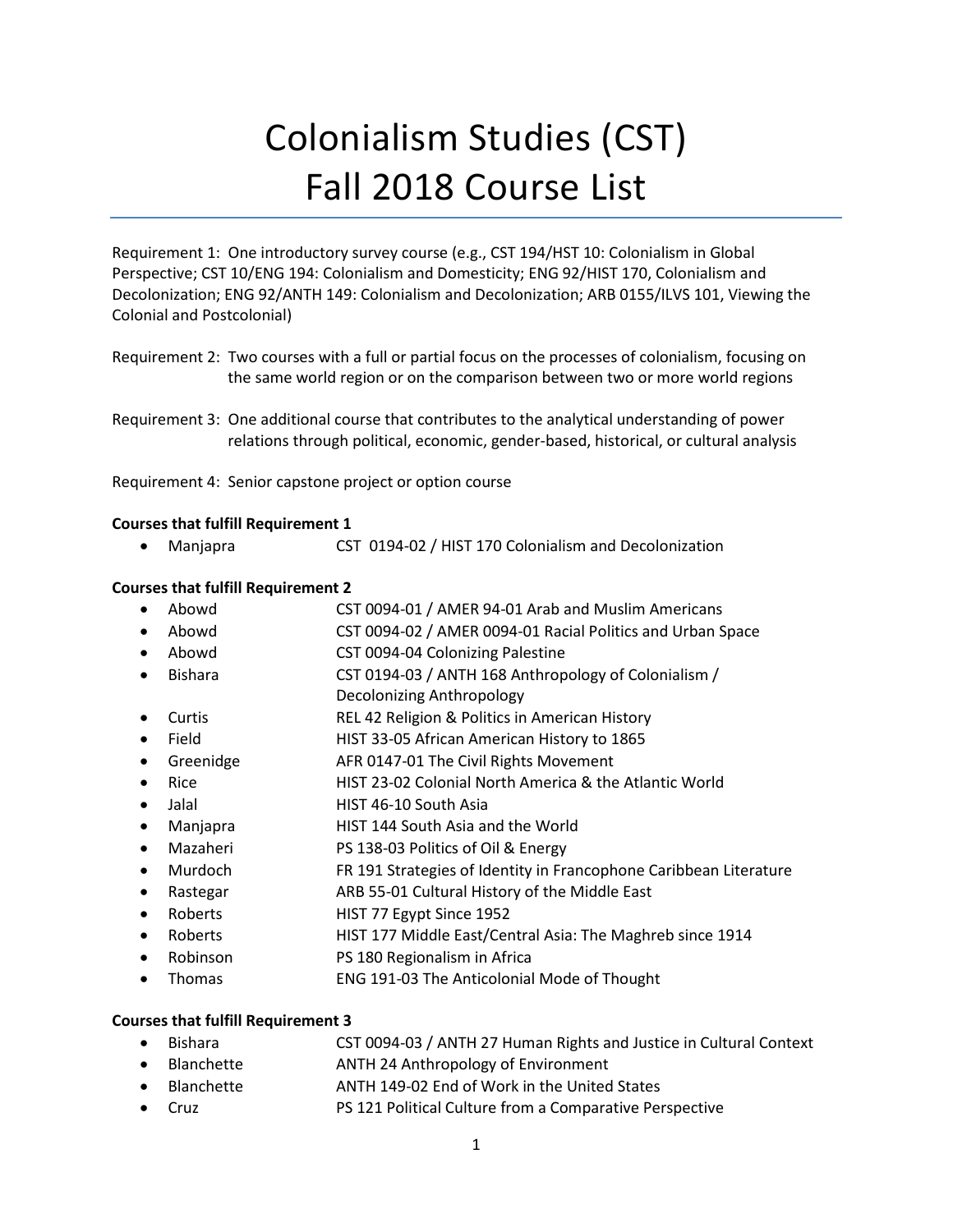# Colonialism Studies (CST)
# Fall 2018 Course List

Requirement 1: One introductory survey course (e.g., CST 194/HST 10: Colonialism in Global Perspective; CST 10/ENG 194: Colonialism and Domesticity; ENG 92/HIST 170, Colonialism and Decolonization; ENG 92/ANTH 149: Colonialism and Decolonization; ARB 0155/ILVS 101, Viewing the Colonial and Postcolonial)

Requirement 2: Two courses with a full or partial focus on the processes of colonialism, focusing on the same world region or on the comparison between two or more world regions

Requirement 3: One additional course that contributes to the analytical understanding of power relations through political, economic, gender-based, historical, or cultural analysis

Requirement 4: Senior capstone project or option course

**Courses that fulfill Requirement 1**

- Manjapra — CST 0194-02 / HIST 170 Colonialism and Decolonization

**Courses that fulfill Requirement 2**

- Abowd — CST 0094-01 / AMER 94-01 Arab and Muslim Americans
- Abowd — CST 0094-02 / AMER 0094-01 Racial Politics and Urban Space
- Abowd — CST 0094-04 Colonizing Palestine
- Bishara — CST 0194-03 / ANTH 168 Anthropology of Colonialism / Decolonizing Anthropology
- Curtis — REL 42 Religion & Politics in American History
- Field — HIST 33-05 African American History to 1865
- Greenidge — AFR 0147-01 The Civil Rights Movement
- Rice — HIST 23-02 Colonial North America & the Atlantic World
- Jalal — HIST 46-10 South Asia
- Manjapra — HIST 144 South Asia and the World
- Mazaheri — PS 138-03 Politics of Oil & Energy
- Murdoch — FR 191 Strategies of Identity in Francophone Caribbean Literature
- Rastegar — ARB 55-01 Cultural History of the Middle East
- Roberts — HIST 77 Egypt Since 1952
- Roberts — HIST 177 Middle East/Central Asia: The Maghreb since 1914
- Robinson — PS 180 Regionalism in Africa
- Thomas — ENG 191-03 The Anticolonial Mode of Thought

**Courses that fulfill Requirement 3**

- Bishara — CST 0094-03 / ANTH 27 Human Rights and Justice in Cultural Context
- Blanchette — ANTH 24 Anthropology of Environment
- Blanchette — ANTH 149-02 End of Work in the United States
- Cruz — PS 121 Political Culture from a Comparative Perspective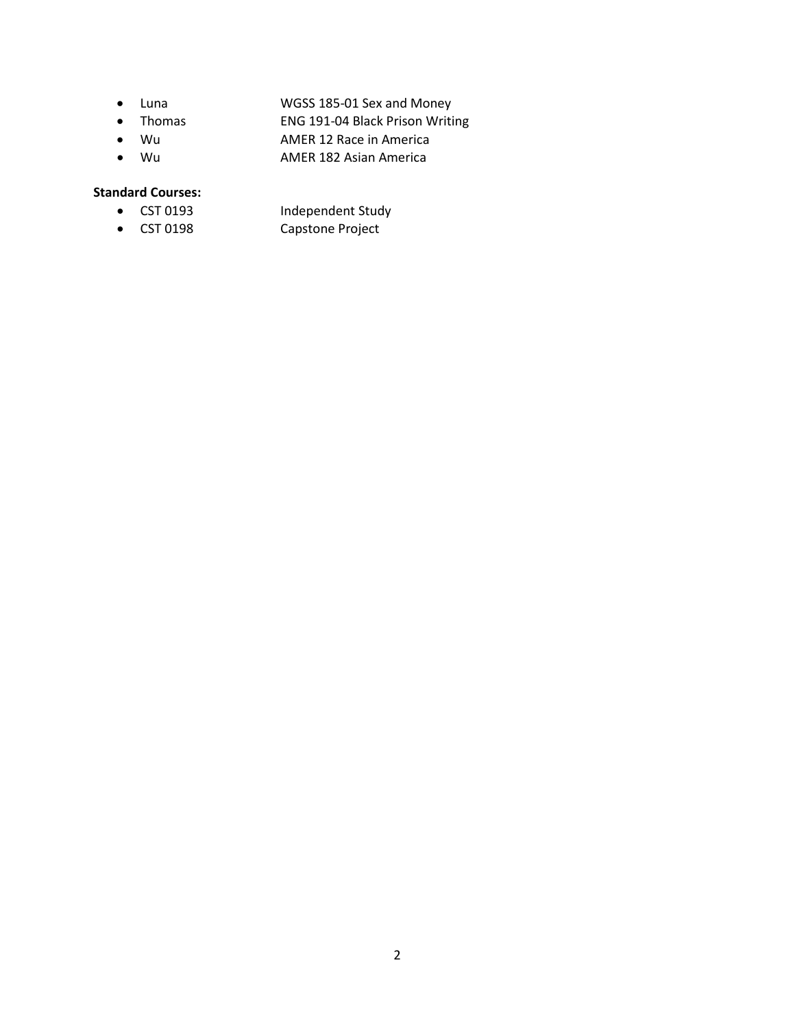- Luna WGSS 185-01 Sex and Money
- Thomas ENG 191-04 Black Prison Writing
- Wu AMER 12 Race in America
- Wu AMER 182 Asian America

**Standard Courses:**

- CST 0193 Independent Study
- CST 0198 Capstone Project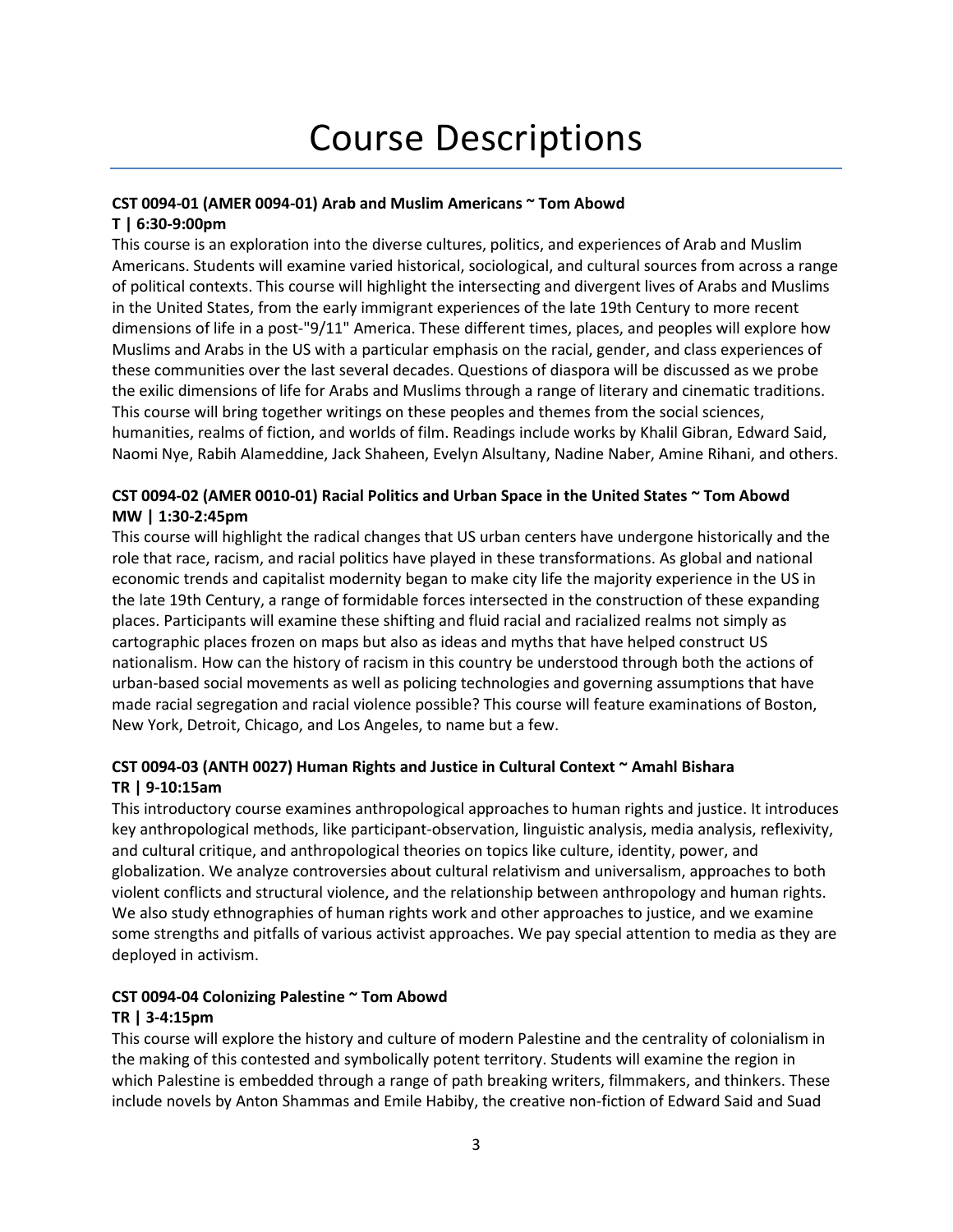# Course Descriptions

**CST 0094-01 (AMER 0094-01) Arab and Muslim Americans ~ Tom Abowd**
**T | 6:30-9:00pm**

This course is an exploration into the diverse cultures, politics, and experiences of Arab and Muslim Americans. Students will examine varied historical, sociological, and cultural sources from across a range of political contexts. This course will highlight the intersecting and divergent lives of Arabs and Muslims in the United States, from the early immigrant experiences of the late 19th Century to more recent dimensions of life in a post-"9/11" America. These different times, places, and peoples will explore how Muslims and Arabs in the US with a particular emphasis on the racial, gender, and class experiences of these communities over the last several decades. Questions of diaspora will be discussed as we probe the exilic dimensions of life for Arabs and Muslims through a range of literary and cinematic traditions. This course will bring together writings on these peoples and themes from the social sciences, humanities, realms of fiction, and worlds of film. Readings include works by Khalil Gibran, Edward Said, Naomi Nye, Rabih Alameddine, Jack Shaheen, Evelyn Alsultany, Nadine Naber, Amine Rihani, and others.

**CST 0094-02 (AMER 0010-01) Racial Politics and Urban Space in the United States ~ Tom Abowd**
**MW | 1:30-2:45pm**

This course will highlight the radical changes that US urban centers have undergone historically and the role that race, racism, and racial politics have played in these transformations. As global and national economic trends and capitalist modernity began to make city life the majority experience in the US in the late 19th Century, a range of formidable forces intersected in the construction of these expanding places. Participants will examine these shifting and fluid racial and racialized realms not simply as cartographic places frozen on maps but also as ideas and myths that have helped construct US nationalism. How can the history of racism in this country be understood through both the actions of urban-based social movements as well as policing technologies and governing assumptions that have made racial segregation and racial violence possible? This course will feature examinations of Boston, New York, Detroit, Chicago, and Los Angeles, to name but a few.

**CST 0094-03 (ANTH 0027) Human Rights and Justice in Cultural Context ~ Amahl Bishara**
**TR | 9-10:15am**

This introductory course examines anthropological approaches to human rights and justice. It introduces key anthropological methods, like participant-observation, linguistic analysis, media analysis, reflexivity, and cultural critique, and anthropological theories on topics like culture, identity, power, and globalization. We analyze controversies about cultural relativism and universalism, approaches to both violent conflicts and structural violence, and the relationship between anthropology and human rights. We also study ethnographies of human rights work and other approaches to justice, and we examine some strengths and pitfalls of various activist approaches. We pay special attention to media as they are deployed in activism.

**CST 0094-04 Colonizing Palestine ~ Tom Abowd**
**TR | 3-4:15pm**

This course will explore the history and culture of modern Palestine and the centrality of colonialism in the making of this contested and symbolically potent territory. Students will examine the region in which Palestine is embedded through a range of path breaking writers, filmmakers, and thinkers. These include novels by Anton Shammas and Emile Habiby, the creative non-fiction of Edward Said and Suad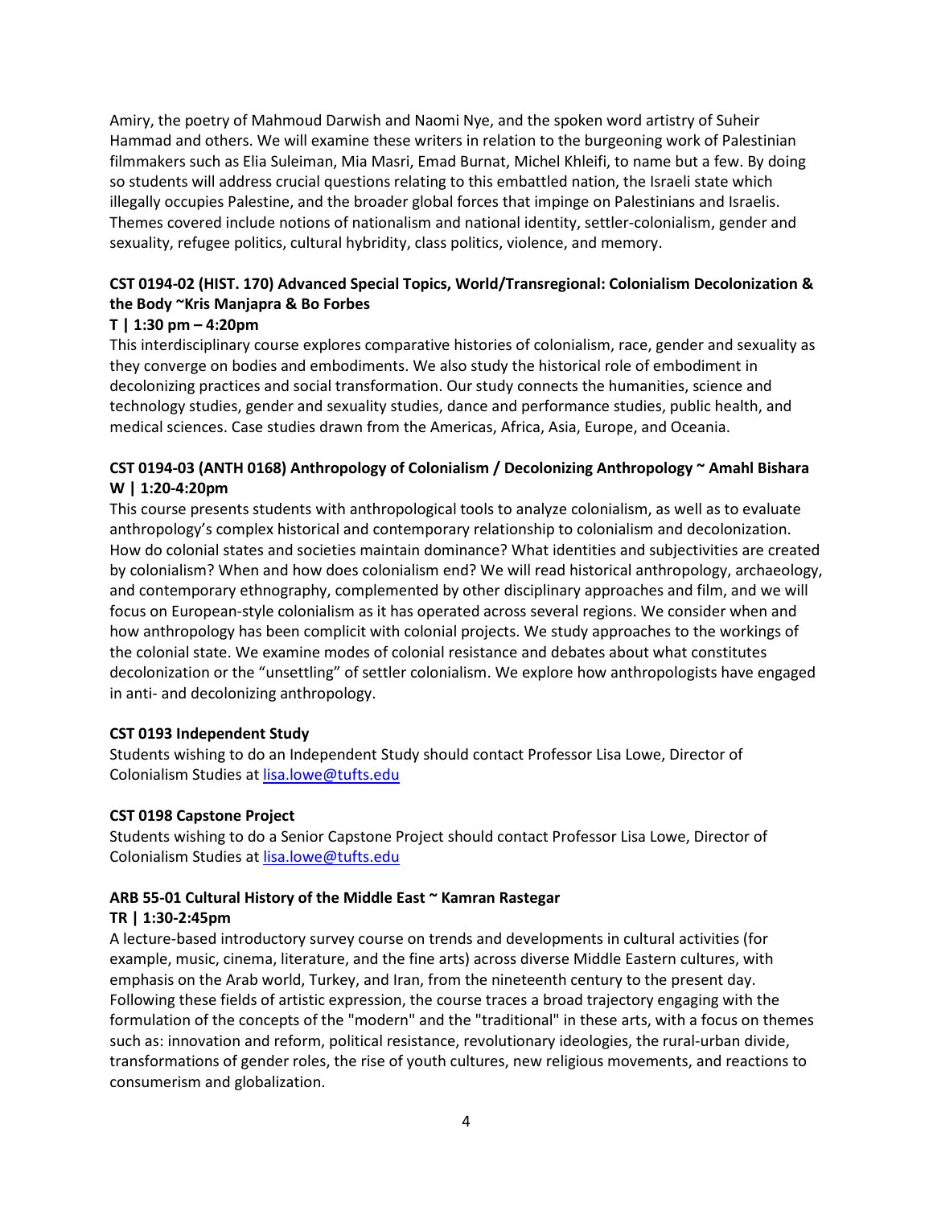Amiry, the poetry of Mahmoud Darwish and Naomi Nye, and the spoken word artistry of Suheir Hammad and others. We will examine these writers in relation to the burgeoning work of Palestinian filmmakers such as Elia Suleiman, Mia Masri, Emad Burnat, Michel Khleifi, to name but a few. By doing so students will address crucial questions relating to this embattled nation, the Israeli state which illegally occupies Palestine, and the broader global forces that impinge on Palestinians and Israelis. Themes covered include notions of nationalism and national identity, settler-colonialism, gender and sexuality, refugee politics, cultural hybridity, class politics, violence, and memory.

**CST 0194-02 (HIST. 170) Advanced Special Topics, World/Transregional: Colonialism Decolonization & the Body ~Kris Manjapra & Bo Forbes**
**T | 1:30 pm – 4:20pm**

This interdisciplinary course explores comparative histories of colonialism, race, gender and sexuality as they converge on bodies and embodiments. We also study the historical role of embodiment in decolonizing practices and social transformation. Our study connects the humanities, science and technology studies, gender and sexuality studies, dance and performance studies, public health, and medical sciences. Case studies drawn from the Americas, Africa, Asia, Europe, and Oceania.

**CST 0194-03 (ANTH 0168) Anthropology of Colonialism / Decolonizing Anthropology ~ Amahl Bishara**
**W | 1:20-4:20pm**

This course presents students with anthropological tools to analyze colonialism, as well as to evaluate anthropology's complex historical and contemporary relationship to colonialism and decolonization. How do colonial states and societies maintain dominance? What identities and subjectivities are created by colonialism? When and how does colonialism end? We will read historical anthropology, archaeology, and contemporary ethnography, complemented by other disciplinary approaches and film, and we will focus on European-style colonialism as it has operated across several regions. We consider when and how anthropology has been complicit with colonial projects. We study approaches to the workings of the colonial state. We examine modes of colonial resistance and debates about what constitutes decolonization or the "unsettling" of settler colonialism. We explore how anthropologists have engaged in anti- and decolonizing anthropology.

**CST 0193 Independent Study**

Students wishing to do an Independent Study should contact Professor Lisa Lowe, Director of Colonialism Studies at [lisa.lowe@tufts.edu](mailto:lisa.lowe@tufts.edu)

**CST 0198 Capstone Project**

Students wishing to do a Senior Capstone Project should contact Professor Lisa Lowe, Director of Colonialism Studies at [lisa.lowe@tufts.edu](mailto:lisa.lowe@tufts.edu)

**ARB 55-01 Cultural History of the Middle East ~ Kamran Rastegar**
**TR | 1:30-2:45pm**

A lecture-based introductory survey course on trends and developments in cultural activities (for example, music, cinema, literature, and the fine arts) across diverse Middle Eastern cultures, with emphasis on the Arab world, Turkey, and Iran, from the nineteenth century to the present day. Following these fields of artistic expression, the course traces a broad trajectory engaging with the formulation of the concepts of the "modern" and the "traditional" in these arts, with a focus on themes such as: innovation and reform, political resistance, revolutionary ideologies, the rural-urban divide, transformations of gender roles, the rise of youth cultures, new religious movements, and reactions to consumerism and globalization.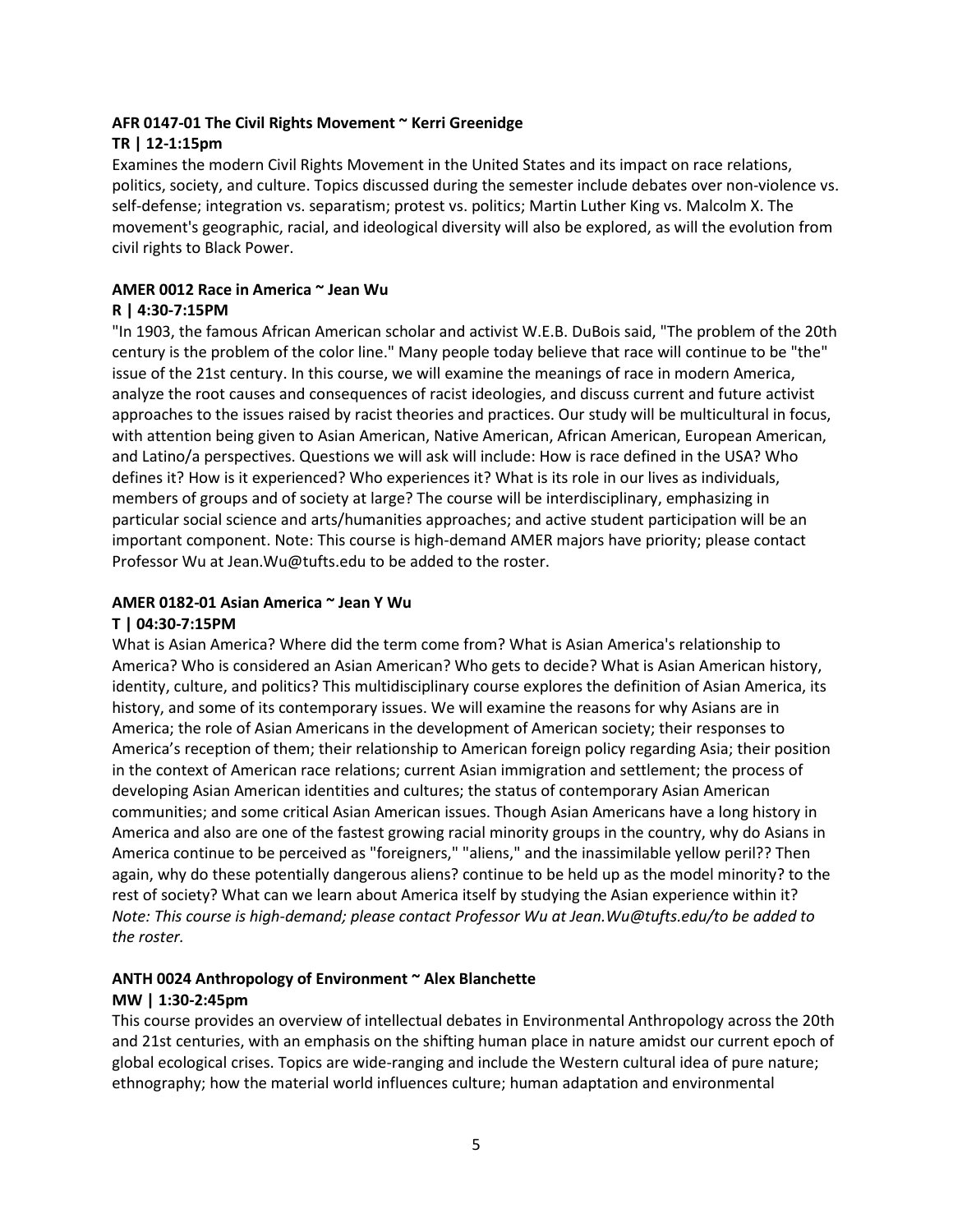**AFR 0147-01 The Civil Rights Movement ~ Kerri Greenidge**
**TR | 12-1:15pm**

Examines the modern Civil Rights Movement in the United States and its impact on race relations, politics, society, and culture. Topics discussed during the semester include debates over non-violence vs. self-defense; integration vs. separatism; protest vs. politics; Martin Luther King vs. Malcolm X. The movement's geographic, racial, and ideological diversity will also be explored, as will the evolution from civil rights to Black Power.

**AMER 0012 Race in America ~ Jean Wu**
**R | 4:30-7:15PM**

"In 1903, the famous African American scholar and activist W.E.B. DuBois said, "The problem of the 20th century is the problem of the color line." Many people today believe that race will continue to be "the" issue of the 21st century. In this course, we will examine the meanings of race in modern America, analyze the root causes and consequences of racist ideologies, and discuss current and future activist approaches to the issues raised by racist theories and practices. Our study will be multicultural in focus, with attention being given to Asian American, Native American, African American, European American, and Latino/a perspectives. Questions we will ask will include: How is race defined in the USA? Who defines it? How is it experienced? Who experiences it? What is its role in our lives as individuals, members of groups and of society at large? The course will be interdisciplinary, emphasizing in particular social science and arts/humanities approaches; and active student participation will be an important component. Note: This course is high-demand AMER majors have priority; please contact Professor Wu at Jean.Wu@tufts.edu to be added to the roster.

**AMER 0182-01 Asian America ~ Jean Y Wu**
**T | 04:30-7:15PM**

What is Asian America? Where did the term come from? What is Asian America's relationship to America? Who is considered an Asian American? Who gets to decide? What is Asian American history, identity, culture, and politics? This multidisciplinary course explores the definition of Asian America, its history, and some of its contemporary issues. We will examine the reasons for why Asians are in America; the role of Asian Americans in the development of American society; their responses to America's reception of them; their relationship to American foreign policy regarding Asia; their position in the context of American race relations; current Asian immigration and settlement; the process of developing Asian American identities and cultures; the status of contemporary Asian American communities; and some critical Asian American issues. Though Asian Americans have a long history in America and also are one of the fastest growing racial minority groups in the country, why do Asians in America continue to be perceived as "foreigners," "aliens," and the inassimilable yellow peril?? Then again, why do these potentially dangerous aliens? continue to be held up as the model minority? to the rest of society? What can we learn about America itself by studying the Asian experience within it? *Note: This course is high-demand; please contact Professor Wu at Jean.Wu@tufts.edu/to be added to the roster.*

**ANTH 0024 Anthropology of Environment ~ Alex Blanchette**
**MW | 1:30-2:45pm**

This course provides an overview of intellectual debates in Environmental Anthropology across the 20th and 21st centuries, with an emphasis on the shifting human place in nature amidst our current epoch of global ecological crises. Topics are wide-ranging and include the Western cultural idea of pure nature; ethnography; how the material world influences culture; human adaptation and environmental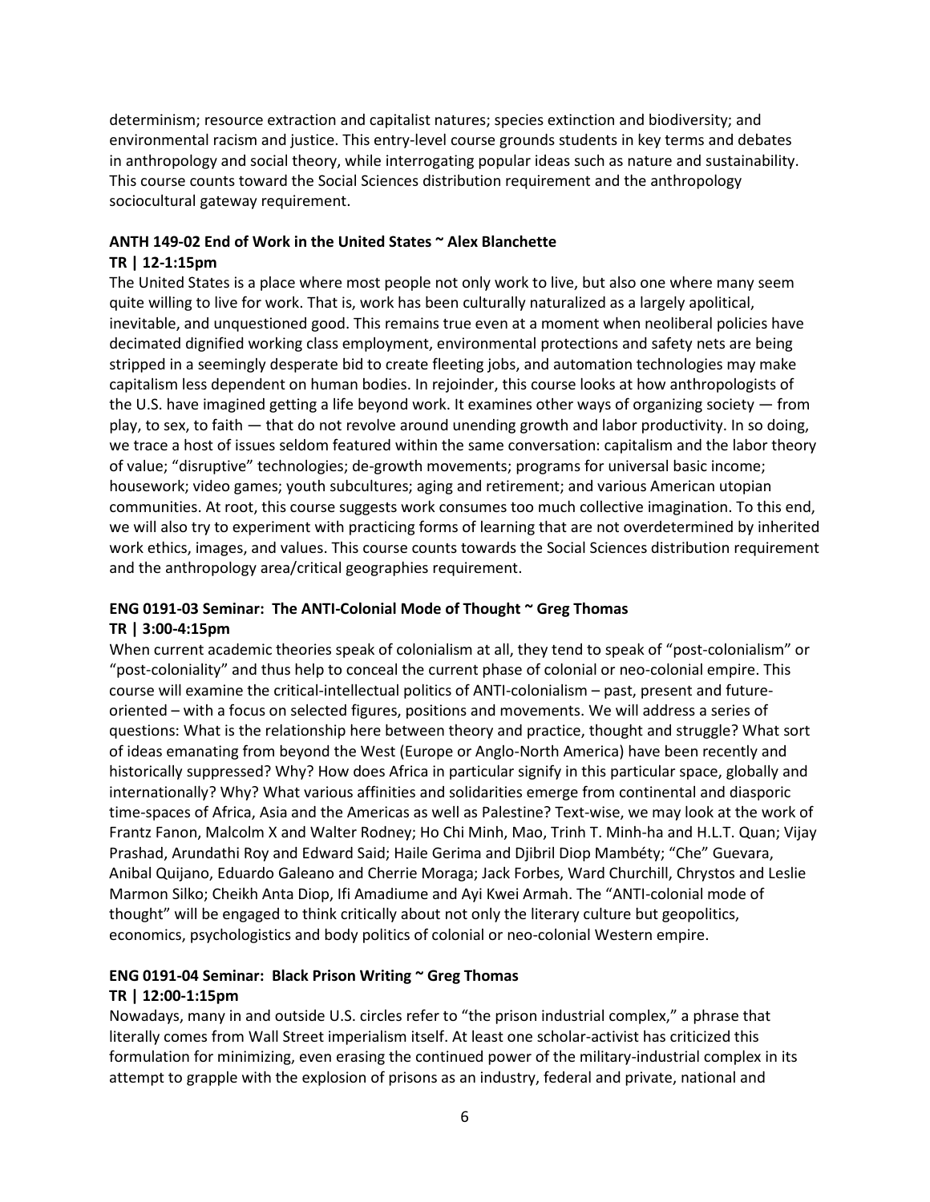determinism; resource extraction and capitalist natures; species extinction and biodiversity; and environmental racism and justice. This entry-level course grounds students in key terms and debates in anthropology and social theory, while interrogating popular ideas such as nature and sustainability. This course counts toward the Social Sciences distribution requirement and the anthropology sociocultural gateway requirement.

**ANTH 149-02 End of Work in the United States ~ Alex Blanchette**
**TR | 12-1:15pm**

The United States is a place where most people not only work to live, but also one where many seem quite willing to live for work. That is, work has been culturally naturalized as a largely apolitical, inevitable, and unquestioned good. This remains true even at a moment when neoliberal policies have decimated dignified working class employment, environmental protections and safety nets are being stripped in a seemingly desperate bid to create fleeting jobs, and automation technologies may make capitalism less dependent on human bodies. In rejoinder, this course looks at how anthropologists of the U.S. have imagined getting a life beyond work. It examines other ways of organizing society — from play, to sex, to faith — that do not revolve around unending growth and labor productivity. In so doing, we trace a host of issues seldom featured within the same conversation: capitalism and the labor theory of value; "disruptive" technologies; de-growth movements; programs for universal basic income; housework; video games; youth subcultures; aging and retirement; and various American utopian communities. At root, this course suggests work consumes too much collective imagination. To this end, we will also try to experiment with practicing forms of learning that are not overdetermined by inherited work ethics, images, and values. This course counts towards the Social Sciences distribution requirement and the anthropology area/critical geographies requirement.

**ENG 0191-03 Seminar: The ANTI-Colonial Mode of Thought ~ Greg Thomas**
**TR | 3:00-4:15pm**

When current academic theories speak of colonialism at all, they tend to speak of "post-colonialism" or "post-coloniality" and thus help to conceal the current phase of colonial or neo-colonial empire. This course will examine the critical-intellectual politics of ANTI-colonialism – past, present and future-oriented – with a focus on selected figures, positions and movements. We will address a series of questions: What is the relationship here between theory and practice, thought and struggle? What sort of ideas emanating from beyond the West (Europe or Anglo-North America) have been recently and historically suppressed? Why? How does Africa in particular signify in this particular space, globally and internationally? Why? What various affinities and solidarities emerge from continental and diasporic time-spaces of Africa, Asia and the Americas as well as Palestine? Text-wise, we may look at the work of Frantz Fanon, Malcolm X and Walter Rodney; Ho Chi Minh, Mao, Trinh T. Minh-ha and H.L.T. Quan; Vijay Prashad, Arundathi Roy and Edward Said; Haile Gerima and Djibril Diop Mambéty; "Che" Guevara, Anibal Quijano, Eduardo Galeano and Cherrie Moraga; Jack Forbes, Ward Churchill, Chrystos and Leslie Marmon Silko; Cheikh Anta Diop, Ifi Amadiume and Ayi Kwei Armah. The "ANTI-colonial mode of thought" will be engaged to think critically about not only the literary culture but geopolitics, economics, psychologistics and body politics of colonial or neo-colonial Western empire.

**ENG 0191-04 Seminar: Black Prison Writing ~ Greg Thomas**
**TR | 12:00-1:15pm**

Nowadays, many in and outside U.S. circles refer to "the prison industrial complex," a phrase that literally comes from Wall Street imperialism itself. At least one scholar-activist has criticized this formulation for minimizing, even erasing the continued power of the military-industrial complex in its attempt to grapple with the explosion of prisons as an industry, federal and private, national and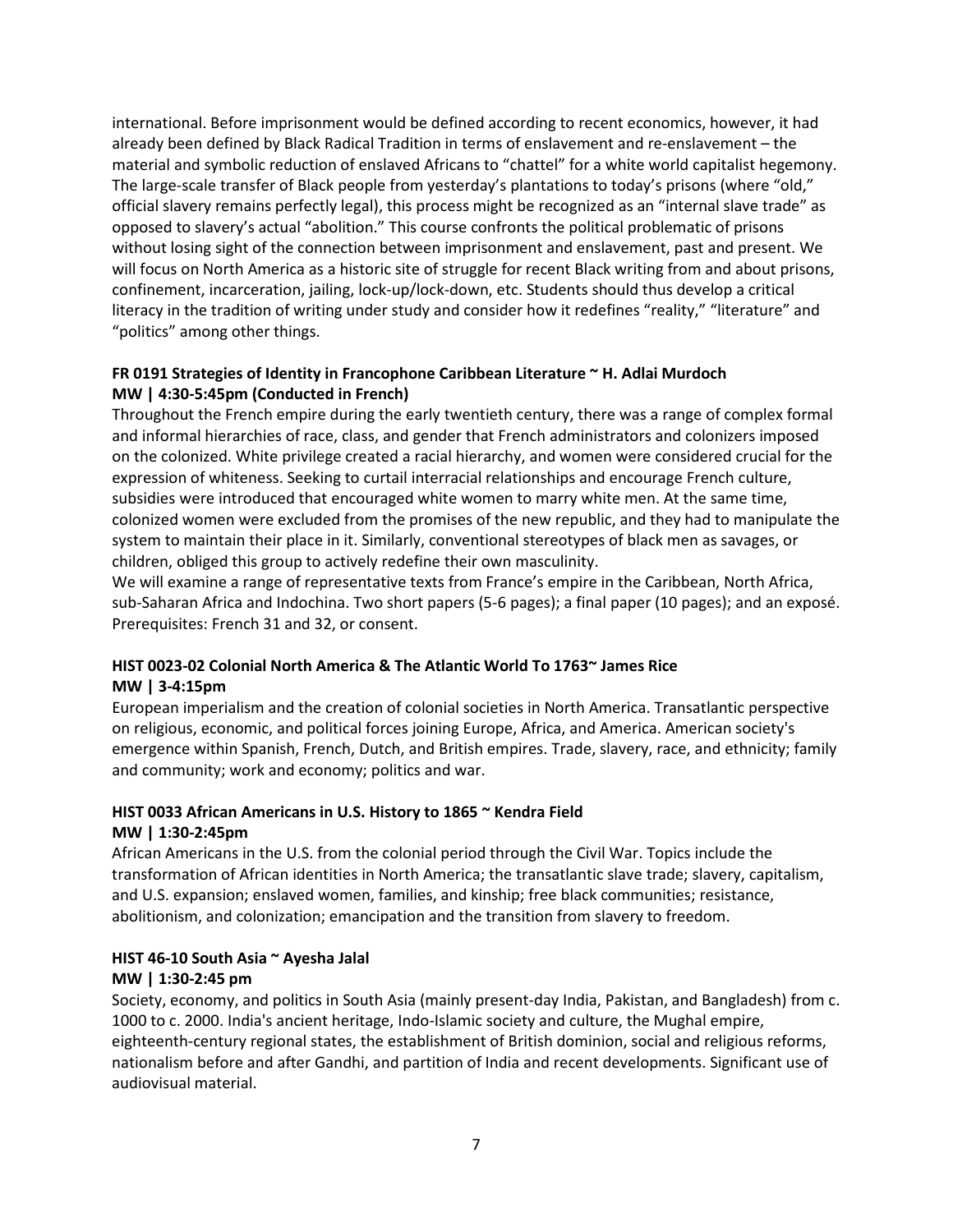international. Before imprisonment would be defined according to recent economics, however, it had already been defined by Black Radical Tradition in terms of enslavement and re-enslavement – the material and symbolic reduction of enslaved Africans to "chattel" for a white world capitalist hegemony. The large-scale transfer of Black people from yesterday's plantations to today's prisons (where "old," official slavery remains perfectly legal), this process might be recognized as an "internal slave trade" as opposed to slavery's actual "abolition." This course confronts the political problematic of prisons without losing sight of the connection between imprisonment and enslavement, past and present. We will focus on North America as a historic site of struggle for recent Black writing from and about prisons, confinement, incarceration, jailing, lock-up/lock-down, etc. Students should thus develop a critical literacy in the tradition of writing under study and consider how it redefines "reality," "literature" and "politics" among other things.

**FR 0191 Strategies of Identity in Francophone Caribbean Literature ~ H. Adlai Murdoch**
**MW | 4:30-5:45pm (Conducted in French)**

Throughout the French empire during the early twentieth century, there was a range of complex formal and informal hierarchies of race, class, and gender that French administrators and colonizers imposed on the colonized. White privilege created a racial hierarchy, and women were considered crucial for the expression of whiteness. Seeking to curtail interracial relationships and encourage French culture, subsidies were introduced that encouraged white women to marry white men. At the same time, colonized women were excluded from the promises of the new republic, and they had to manipulate the system to maintain their place in it. Similarly, conventional stereotypes of black men as savages, or children, obliged this group to actively redefine their own masculinity.

We will examine a range of representative texts from France's empire in the Caribbean, North Africa, sub-Saharan Africa and Indochina. Two short papers (5-6 pages); a final paper (10 pages); and an exposé. Prerequisites: French 31 and 32, or consent.

**HIST 0023-02 Colonial North America & The Atlantic World To 1763~ James Rice**
**MW | 3-4:15pm**

European imperialism and the creation of colonial societies in North America. Transatlantic perspective on religious, economic, and political forces joining Europe, Africa, and America. American society's emergence within Spanish, French, Dutch, and British empires. Trade, slavery, race, and ethnicity; family and community; work and economy; politics and war.

**HIST 0033 African Americans in U.S. History to 1865 ~ Kendra Field**
**MW | 1:30-2:45pm**

African Americans in the U.S. from the colonial period through the Civil War. Topics include the transformation of African identities in North America; the transatlantic slave trade; slavery, capitalism, and U.S. expansion; enslaved women, families, and kinship; free black communities; resistance, abolitionism, and colonization; emancipation and the transition from slavery to freedom.

**HIST 46-10 South Asia ~ Ayesha Jalal**
**MW | 1:30-2:45 pm**

Society, economy, and politics in South Asia (mainly present-day India, Pakistan, and Bangladesh) from c. 1000 to c. 2000. India's ancient heritage, Indo-Islamic society and culture, the Mughal empire, eighteenth-century regional states, the establishment of British dominion, social and religious reforms, nationalism before and after Gandhi, and partition of India and recent developments. Significant use of audiovisual material.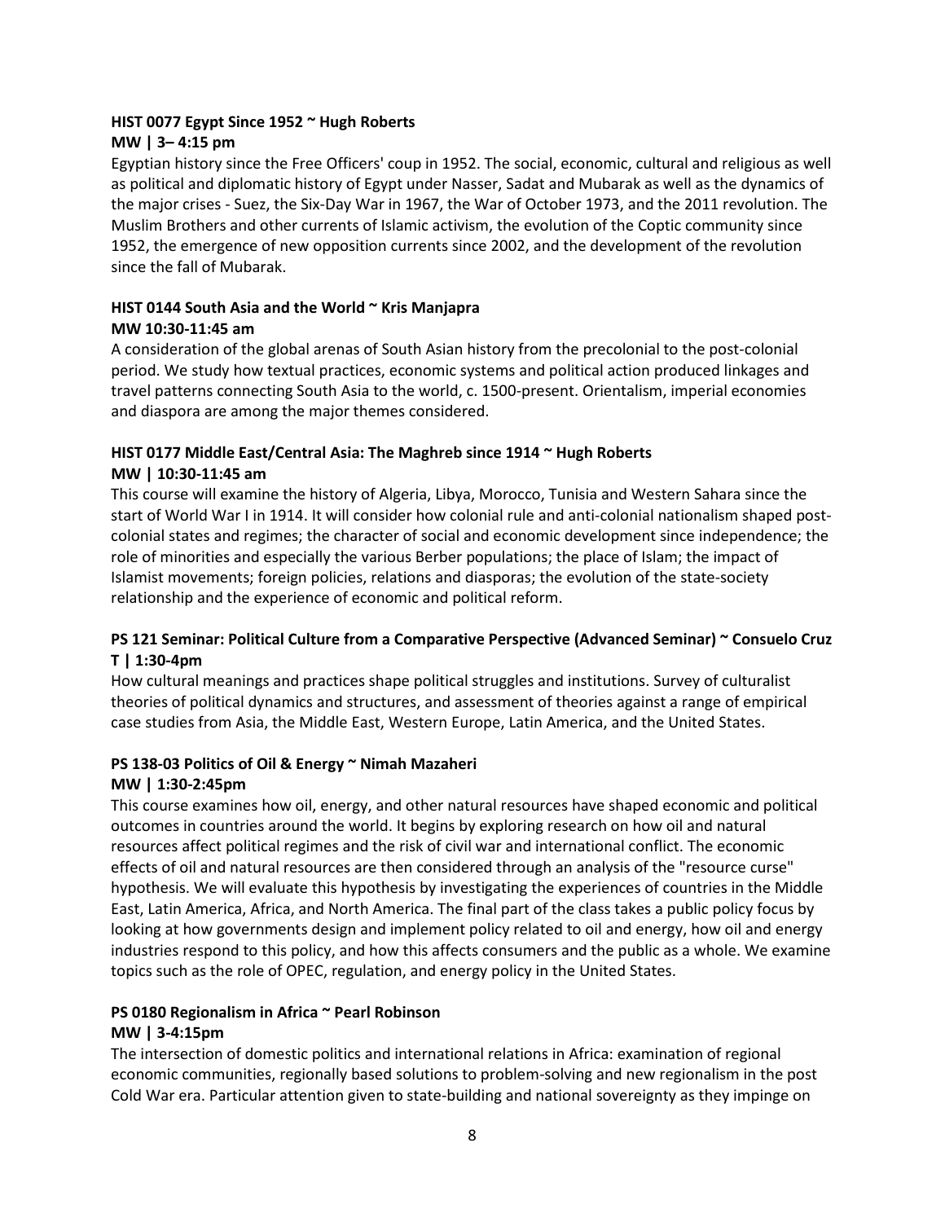**HIST 0077 Egypt Since 1952 ~ Hugh Roberts**
**MW | 3– 4:15 pm**

Egyptian history since the Free Officers' coup in 1952. The social, economic, cultural and religious as well as political and diplomatic history of Egypt under Nasser, Sadat and Mubarak as well as the dynamics of the major crises - Suez, the Six-Day War in 1967, the War of October 1973, and the 2011 revolution. The Muslim Brothers and other currents of Islamic activism, the evolution of the Coptic community since 1952, the emergence of new opposition currents since 2002, and the development of the revolution since the fall of Mubarak.

**HIST 0144 South Asia and the World ~ Kris Manjapra**
**MW 10:30-11:45 am**

A consideration of the global arenas of South Asian history from the precolonial to the post-colonial period. We study how textual practices, economic systems and political action produced linkages and travel patterns connecting South Asia to the world, c. 1500-present. Orientalism, imperial economies and diaspora are among the major themes considered.

**HIST 0177 Middle East/Central Asia: The Maghreb since 1914 ~ Hugh Roberts**
**MW | 10:30-11:45 am**

This course will examine the history of Algeria, Libya, Morocco, Tunisia and Western Sahara since the start of World War I in 1914. It will consider how colonial rule and anti-colonial nationalism shaped post-colonial states and regimes; the character of social and economic development since independence; the role of minorities and especially the various Berber populations; the place of Islam; the impact of Islamist movements; foreign policies, relations and diasporas; the evolution of the state-society relationship and the experience of economic and political reform.

**PS 121 Seminar: Political Culture from a Comparative Perspective (Advanced Seminar) ~ Consuelo Cruz**
**T | 1:30-4pm**

How cultural meanings and practices shape political struggles and institutions. Survey of culturalist theories of political dynamics and structures, and assessment of theories against a range of empirical case studies from Asia, the Middle East, Western Europe, Latin America, and the United States.

**PS 138-03 Politics of Oil & Energy ~ Nimah Mazaheri**
**MW | 1:30-2:45pm**

This course examines how oil, energy, and other natural resources have shaped economic and political outcomes in countries around the world. It begins by exploring research on how oil and natural resources affect political regimes and the risk of civil war and international conflict. The economic effects of oil and natural resources are then considered through an analysis of the "resource curse" hypothesis. We will evaluate this hypothesis by investigating the experiences of countries in the Middle East, Latin America, Africa, and North America. The final part of the class takes a public policy focus by looking at how governments design and implement policy related to oil and energy, how oil and energy industries respond to this policy, and how this affects consumers and the public as a whole. We examine topics such as the role of OPEC, regulation, and energy policy in the United States.

**PS 0180 Regionalism in Africa ~ Pearl Robinson**
**MW | 3-4:15pm**

The intersection of domestic politics and international relations in Africa: examination of regional economic communities, regionally based solutions to problem-solving and new regionalism in the post Cold War era. Particular attention given to state-building and national sovereignty as they impinge on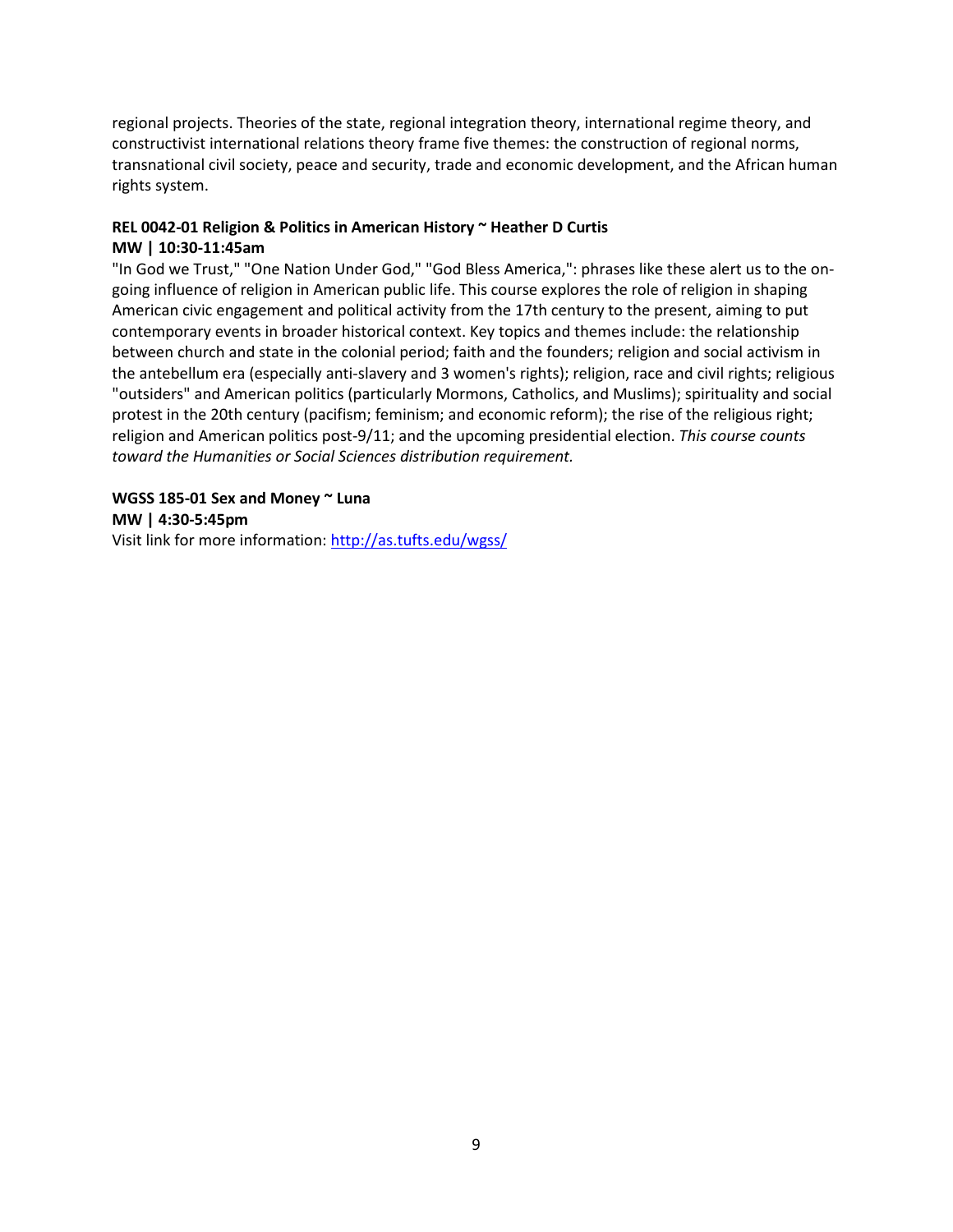regional projects. Theories of the state, regional integration theory, international regime theory, and constructivist international relations theory frame five themes: the construction of regional norms, transnational civil society, peace and security, trade and economic development, and the African human rights system.

**REL 0042-01 Religion & Politics in American History ~ Heather D Curtis**
**MW | 10:30-11:45am**

"In God we Trust," "One Nation Under God," "God Bless America,": phrases like these alert us to the on-going influence of religion in American public life. This course explores the role of religion in shaping American civic engagement and political activity from the 17th century to the present, aiming to put contemporary events in broader historical context. Key topics and themes include: the relationship between church and state in the colonial period; faith and the founders; religion and social activism in the antebellum era (especially anti-slavery and 3 women's rights); religion, race and civil rights; religious "outsiders" and American politics (particularly Mormons, Catholics, and Muslims); spirituality and social protest in the 20th century (pacifism; feminism; and economic reform); the rise of the religious right; religion and American politics post-9/11; and the upcoming presidential election. *This course counts toward the Humanities or Social Sciences distribution requirement.*

**WGSS 185-01 Sex and Money ~ Luna**
**MW | 4:30-5:45pm**

Visit link for more information: [http://as.tufts.edu/wgss/](http://as.tufts.edu/wgss/)